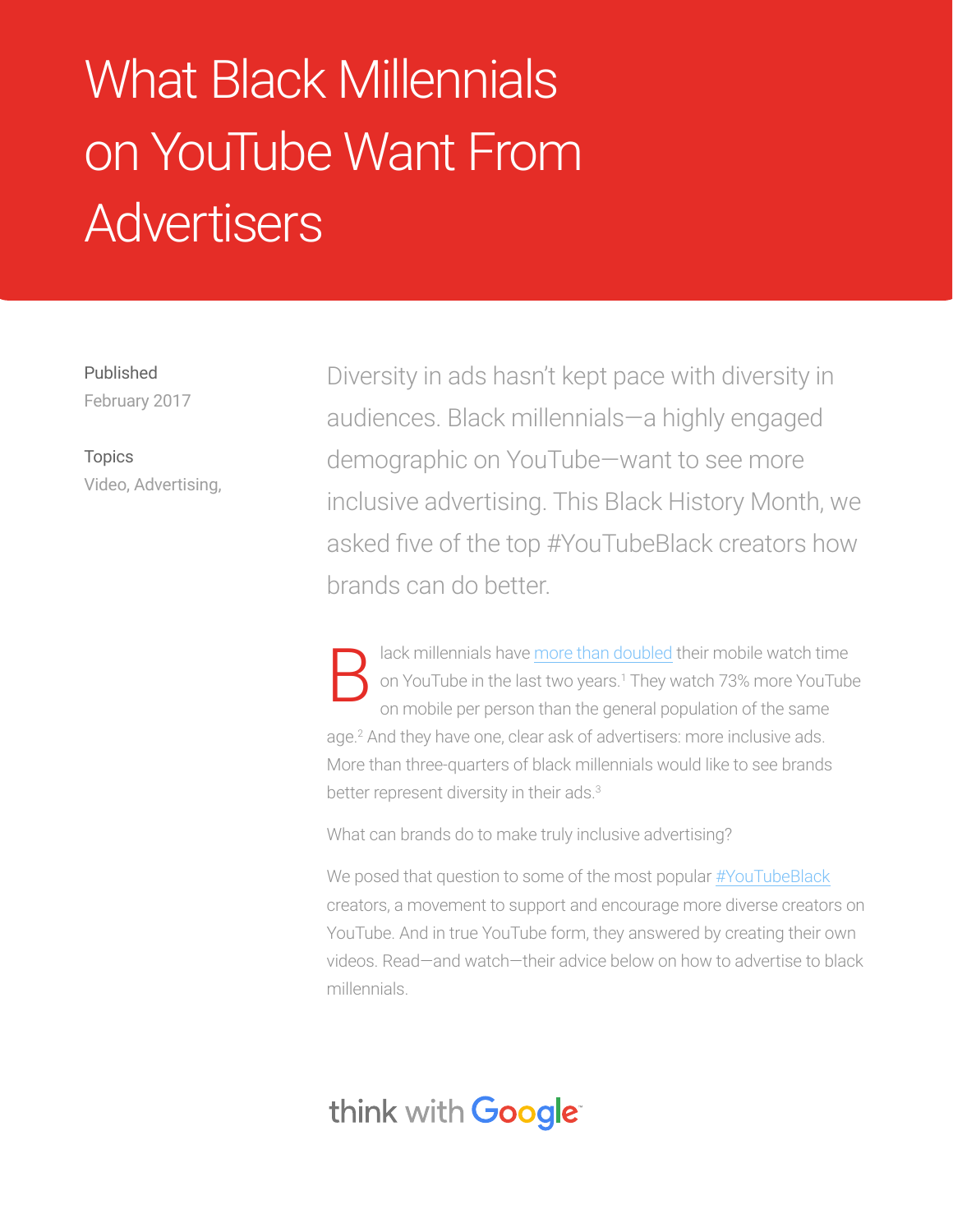# What Black Millennials on YouTube Want From Advertisers

Published
February 2017

Topics
Video, Advertising,

Diversity in ads hasn't kept pace with diversity in audiences. Black millennials—a highly engaged demographic on YouTube—want to see more inclusive advertising. This Black History Month, we asked five of the top #YouTubeBlack creators how brands can do better.

Black millennials have more than doubled their mobile watch time on YouTube in the last two years.[1] They watch 73% more YouTube on mobile per person than the general population of the same age.[2] And they have one, clear ask of advertisers: more inclusive ads. More than three-quarters of black millennials would like to see brands better represent diversity in their ads.[3]

What can brands do to make truly inclusive advertising?

We posed that question to some of the most popular #YouTubeBlack creators, a movement to support and encourage more diverse creators on YouTube. And in true YouTube form, they answered by creating their own videos. Read—and watch—their advice below on how to advertise to black millennials.

think with Google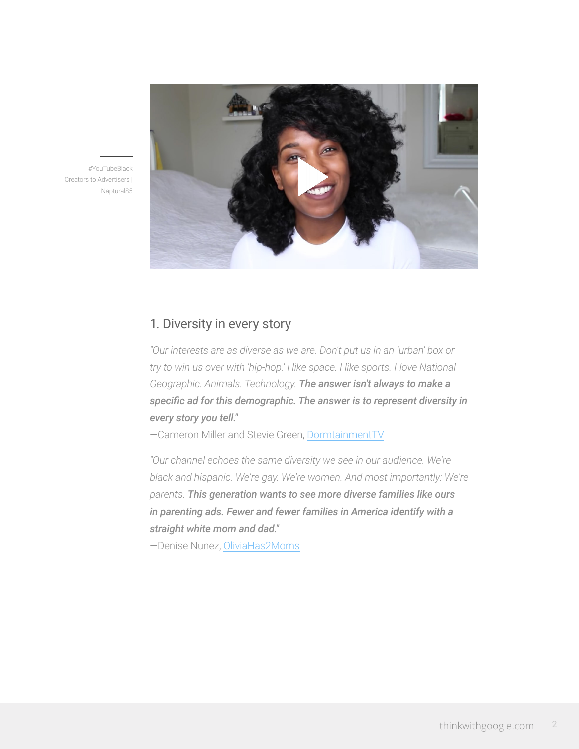#YouTubeBlack Creators to Advertisers | Naptural85

## 1. Diversity in every story

*"Our interests are as diverse as we are. Don't put us in an 'urban' box or try to win us over with 'hip-hop.' I like space. I like sports. I love National Geographic. Animals. Technology.* ***The answer isn't always to make a specific ad for this demographic. The answer is to represent diversity in every story you tell.****"*

—Cameron Miller and Stevie Green, DormtainmentTV

*"Our channel echoes the same diversity we see in our audience. We're black and hispanic. We're gay. We're women. And most importantly: We're parents.* ***This generation wants to see more diverse families like ours in parenting ads. Fewer and fewer families in America identify with a straight white mom and dad.****"*

—Denise Nunez, OliviaHas2Moms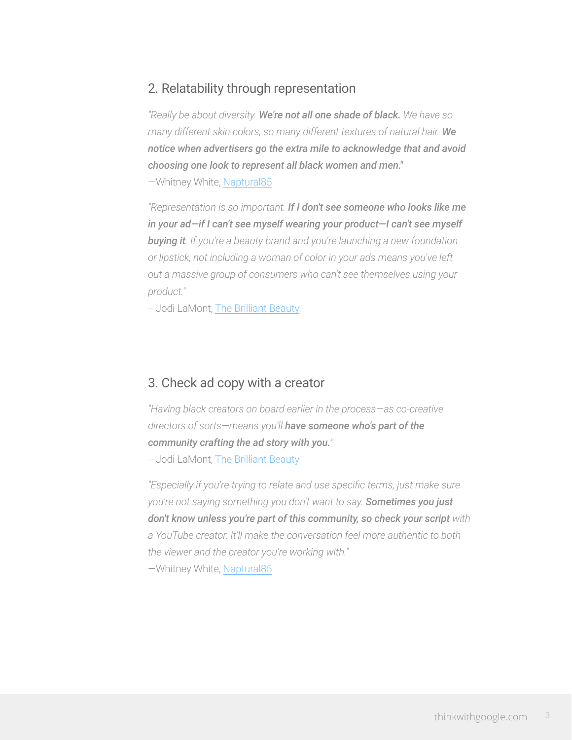## 2. Relatability through representation

*"Really be about diversity.* ***We're not all one shade of black.*** *We have so many different skin colors, so many different textures of natural hair.* ***We notice when advertisers go the extra mile to acknowledge that and avoid choosing one look to represent all black women and men."***
—Whitney White, Naptural85

*"Representation is so important.* ***If I don't see someone who looks like me in your ad—if I can't see myself wearing your product—I can't see myself buying it****. If you're a beauty brand and you're launching a new foundation or lipstick, not including a woman of color in your ads means you've left out a massive group of consumers who can't see themselves using your product."*
—Jodi LaMont, The Brilliant Beauty

## 3. Check ad copy with a creator

*"Having black creators on board earlier in the process—as co-creative directors of sorts—means you'll* ***have someone who's part of the community crafting the ad story with you.****"*
—Jodi LaMont, The Brilliant Beauty

*"Especially if you're trying to relate and use specific terms, just make sure you're not saying something you don't want to say.* ***Sometimes you just don't know unless you're part of this community, so check your script*** *with a YouTube creator. It'll make the conversation feel more authentic to both the viewer and the creator you're working with."*
—Whitney White, Naptural85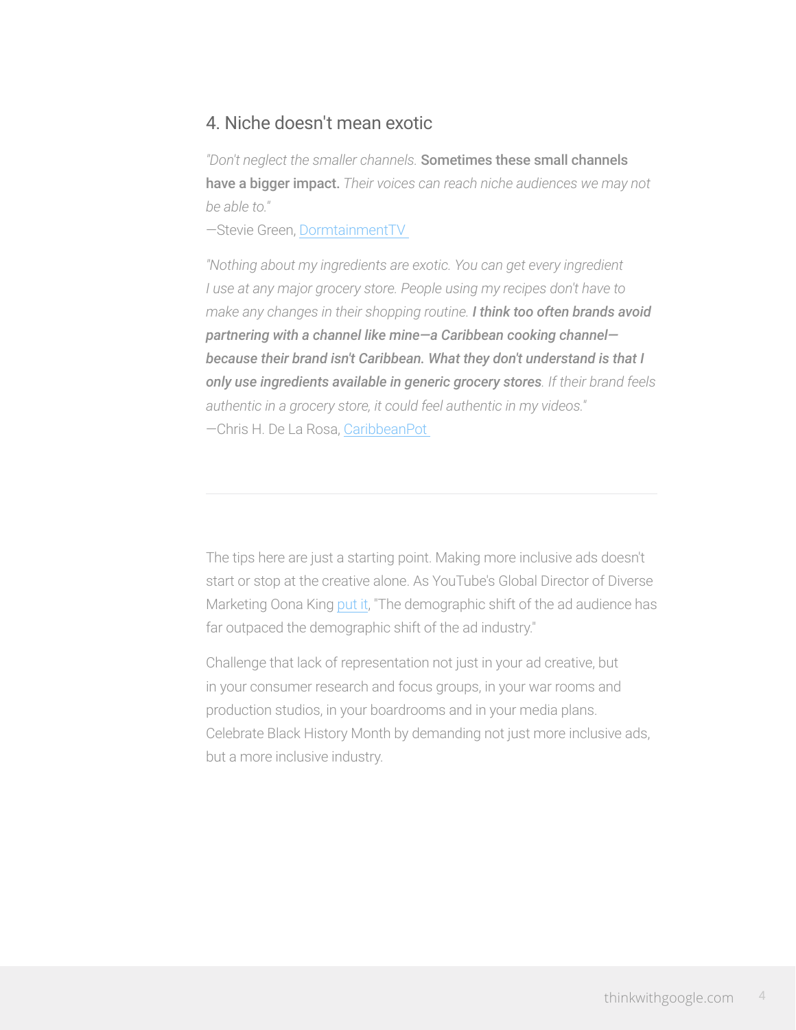## 4. Niche doesn't mean exotic

*"Don't neglect the smaller channels.* **Sometimes these small channels have a bigger impact.** *Their voices can reach niche audiences we may not be able to."*
—Stevie Green, [DormtainmentTV](#)

*"Nothing about my ingredients are exotic. You can get every ingredient I use at any major grocery store. People using my recipes don't have to make any changes in their shopping routine.* ***I think too often brands avoid partnering with a channel like mine—a Caribbean cooking channel—because their brand isn't Caribbean. What they don't understand is that I only use ingredients available in generic grocery stores****. If their brand feels authentic in a grocery store, it could feel authentic in my videos."*
—Chris H. De La Rosa, [CaribbeanPot](#)

---

The tips here are just a starting point. Making more inclusive ads doesn't start or stop at the creative alone. As YouTube's Global Director of Diverse Marketing Oona King [put it](#), "The demographic shift of the ad audience has far outpaced the demographic shift of the ad industry."

Challenge that lack of representation not just in your ad creative, but in your consumer research and focus groups, in your war rooms and production studios, in your boardrooms and in your media plans. Celebrate Black History Month by demanding not just more inclusive ads, but a more inclusive industry.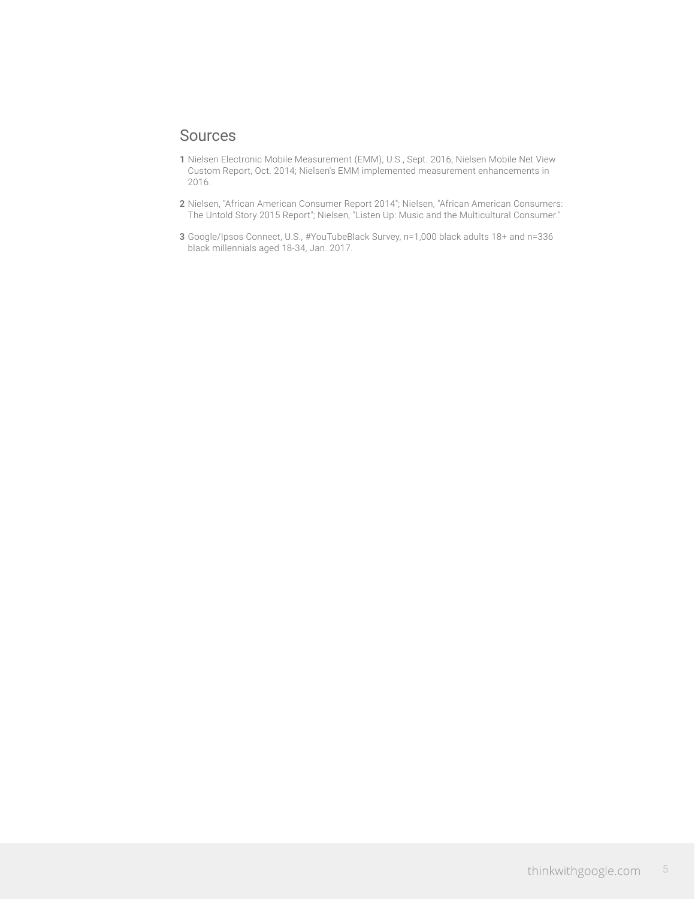## Sources

1. Nielsen Electronic Mobile Measurement (EMM), U.S., Sept. 2016; Nielsen Mobile Net View Custom Report, Oct. 2014; Nielsen's EMM implemented measurement enhancements in 2016.
2. Nielsen, "African American Consumer Report 2014"; Nielsen, "African American Consumers: The Untold Story 2015 Report"; Nielsen, "Listen Up: Music and the Multicultural Consumer."
3. Google/Ipsos Connect, U.S., #YouTubeBlack Survey, n=1,000 black adults 18+ and n=336 black millennials aged 18-34, Jan. 2017.